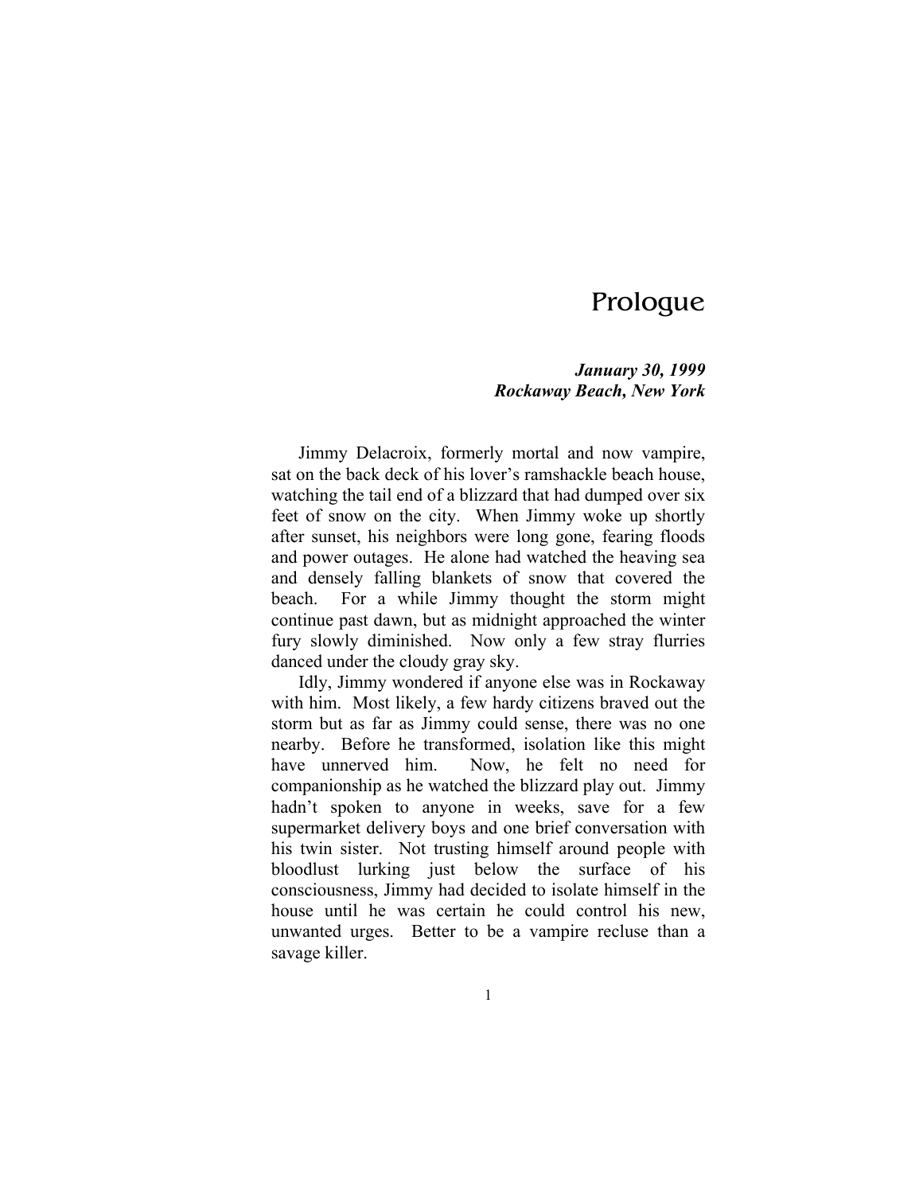# Prologue

***January 30, 1999***
***Rockaway Beach, New York***

Jimmy Delacroix, formerly mortal and now vampire, sat on the back deck of his lover's ramshackle beach house, watching the tail end of a blizzard that had dumped over six feet of snow on the city. When Jimmy woke up shortly after sunset, his neighbors were long gone, fearing floods and power outages. He alone had watched the heaving sea and densely falling blankets of snow that covered the beach. For a while Jimmy thought the storm might continue past dawn, but as midnight approached the winter fury slowly diminished. Now only a few stray flurries danced under the cloudy gray sky.

Idly, Jimmy wondered if anyone else was in Rockaway with him. Most likely, a few hardy citizens braved out the storm but as far as Jimmy could sense, there was no one nearby. Before he transformed, isolation like this might have unnerved him. Now, he felt no need for companionship as he watched the blizzard play out. Jimmy hadn't spoken to anyone in weeks, save for a few supermarket delivery boys and one brief conversation with his twin sister. Not trusting himself around people with bloodlust lurking just below the surface of his consciousness, Jimmy had decided to isolate himself in the house until he was certain he could control his new, unwanted urges. Better to be a vampire recluse than a savage killer.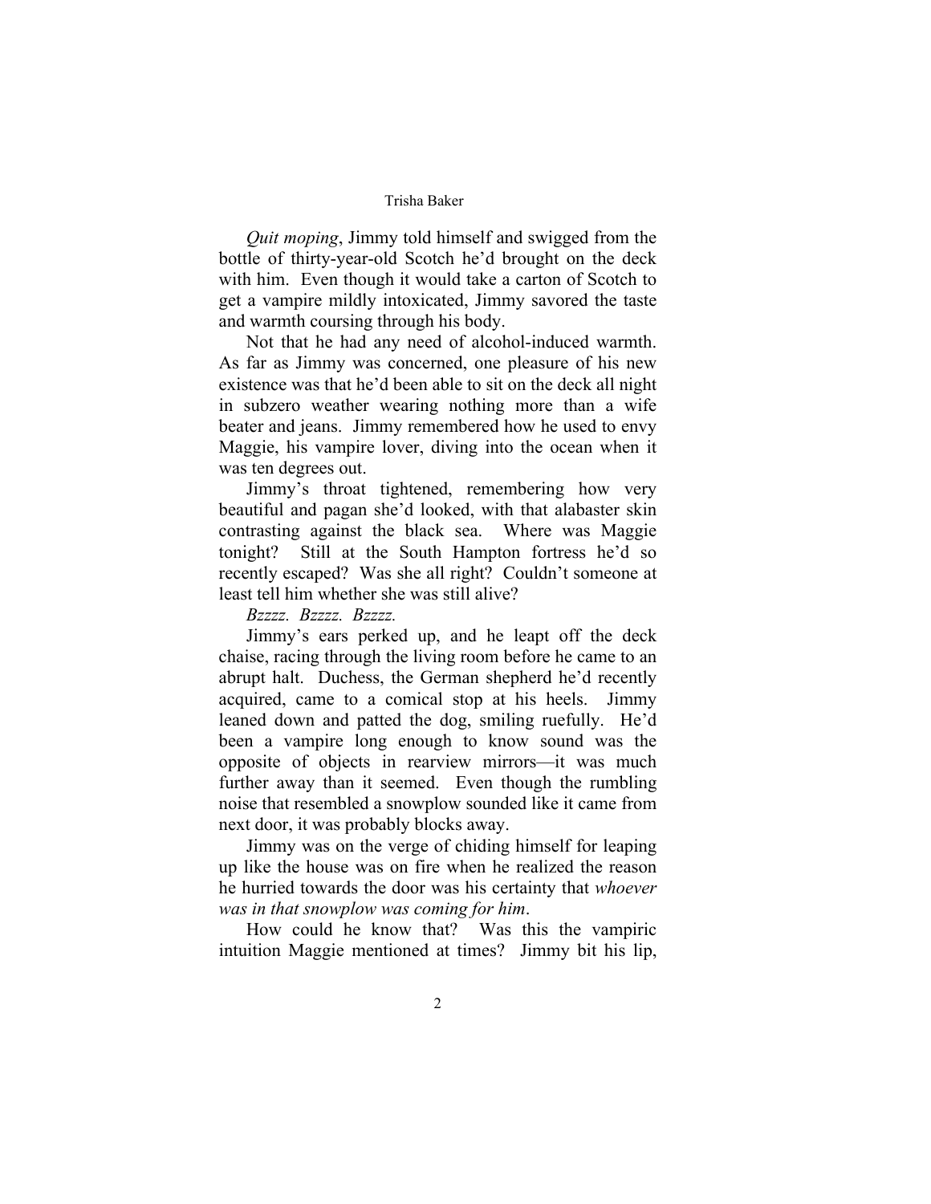*Quit moping*, Jimmy told himself and swigged from the bottle of thirty-year-old Scotch he'd brought on the deck with him. Even though it would take a carton of Scotch to get a vampire mildly intoxicated, Jimmy savored the taste and warmth coursing through his body.

Not that he had any need of alcohol-induced warmth. As far as Jimmy was concerned, one pleasure of his new existence was that he'd been able to sit on the deck all night in subzero weather wearing nothing more than a wife beater and jeans. Jimmy remembered how he used to envy Maggie, his vampire lover, diving into the ocean when it was ten degrees out.

Jimmy's throat tightened, remembering how very beautiful and pagan she'd looked, with that alabaster skin contrasting against the black sea. Where was Maggie tonight? Still at the South Hampton fortress he'd so recently escaped? Was she all right? Couldn't someone at least tell him whether she was still alive?

*Bzzzz. Bzzzz. Bzzzz.*

Jimmy's ears perked up, and he leapt off the deck chaise, racing through the living room before he came to an abrupt halt. Duchess, the German shepherd he'd recently acquired, came to a comical stop at his heels. Jimmy leaned down and patted the dog, smiling ruefully. He'd been a vampire long enough to know sound was the opposite of objects in rearview mirrors—it was much further away than it seemed. Even though the rumbling noise that resembled a snowplow sounded like it came from next door, it was probably blocks away.

Jimmy was on the verge of chiding himself for leaping up like the house was on fire when he realized the reason he hurried towards the door was his certainty that *whoever was in that snowplow was coming for him*.

How could he know that? Was this the vampiric intuition Maggie mentioned at times? Jimmy bit his lip,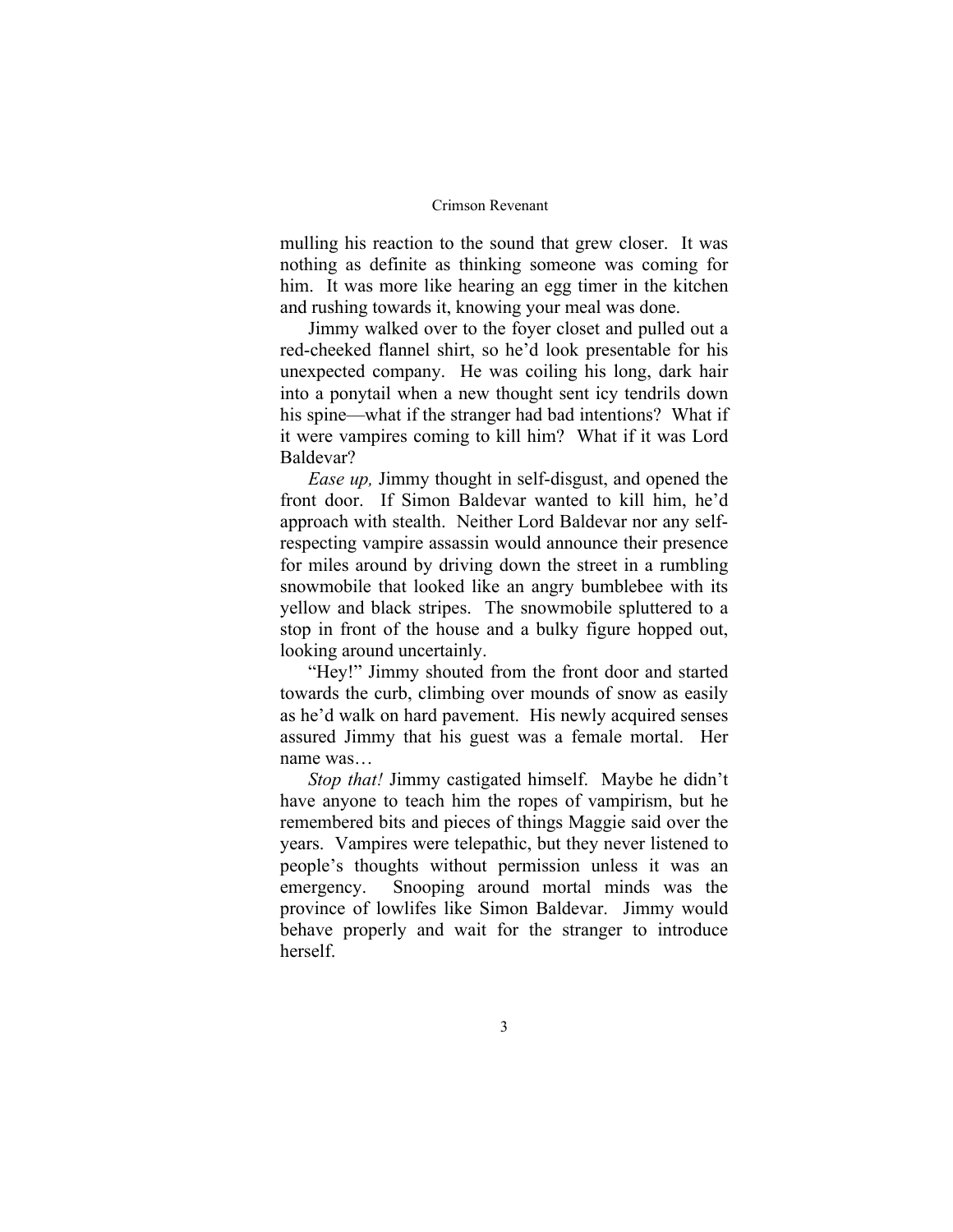mulling his reaction to the sound that grew closer. It was nothing as definite as thinking someone was coming for him. It was more like hearing an egg timer in the kitchen and rushing towards it, knowing your meal was done.

Jimmy walked over to the foyer closet and pulled out a red-cheeked flannel shirt, so he'd look presentable for his unexpected company. He was coiling his long, dark hair into a ponytail when a new thought sent icy tendrils down his spine—what if the stranger had bad intentions? What if it were vampires coming to kill him? What if it was Lord Baldevar?

*Ease up,* Jimmy thought in self-disgust, and opened the front door. If Simon Baldevar wanted to kill him, he'd approach with stealth. Neither Lord Baldevar nor any self-respecting vampire assassin would announce their presence for miles around by driving down the street in a rumbling snowmobile that looked like an angry bumblebee with its yellow and black stripes. The snowmobile spluttered to a stop in front of the house and a bulky figure hopped out, looking around uncertainly.

"Hey!" Jimmy shouted from the front door and started towards the curb, climbing over mounds of snow as easily as he'd walk on hard pavement. His newly acquired senses assured Jimmy that his guest was a female mortal. Her name was…

*Stop that!* Jimmy castigated himself. Maybe he didn't have anyone to teach him the ropes of vampirism, but he remembered bits and pieces of things Maggie said over the years. Vampires were telepathic, but they never listened to people's thoughts without permission unless it was an emergency. Snooping around mortal minds was the province of lowlifes like Simon Baldevar. Jimmy would behave properly and wait for the stranger to introduce herself.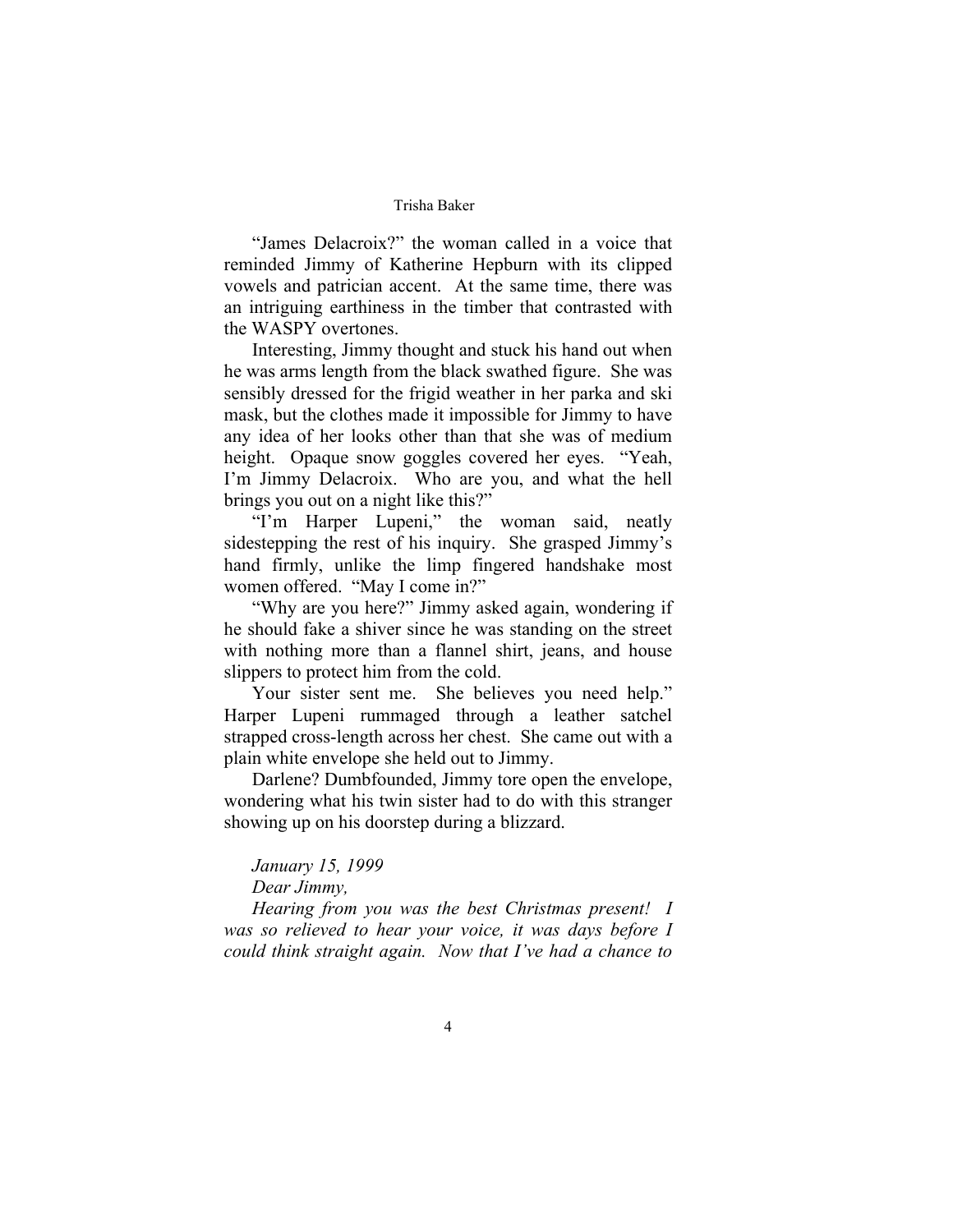"James Delacroix?" the woman called in a voice that reminded Jimmy of Katherine Hepburn with its clipped vowels and patrician accent. At the same time, there was an intriguing earthiness in the timber that contrasted with the WASPY overtones.

Interesting, Jimmy thought and stuck his hand out when he was arms length from the black swathed figure. She was sensibly dressed for the frigid weather in her parka and ski mask, but the clothes made it impossible for Jimmy to have any idea of her looks other than that she was of medium height. Opaque snow goggles covered her eyes. "Yeah, I'm Jimmy Delacroix. Who are you, and what the hell brings you out on a night like this?"

"I'm Harper Lupeni," the woman said, neatly sidestepping the rest of his inquiry. She grasped Jimmy's hand firmly, unlike the limp fingered handshake most women offered. "May I come in?"

"Why are you here?" Jimmy asked again, wondering if he should fake a shiver since he was standing on the street with nothing more than a flannel shirt, jeans, and house slippers to protect him from the cold.

Your sister sent me. She believes you need help." Harper Lupeni rummaged through a leather satchel strapped cross-length across her chest. She came out with a plain white envelope she held out to Jimmy.

Darlene? Dumbfounded, Jimmy tore open the envelope, wondering what his twin sister had to do with this stranger showing up on his doorstep during a blizzard.

*January 15, 1999*

*Dear Jimmy,*

*Hearing from you was the best Christmas present! I was so relieved to hear your voice, it was days before I could think straight again. Now that I've had a chance to*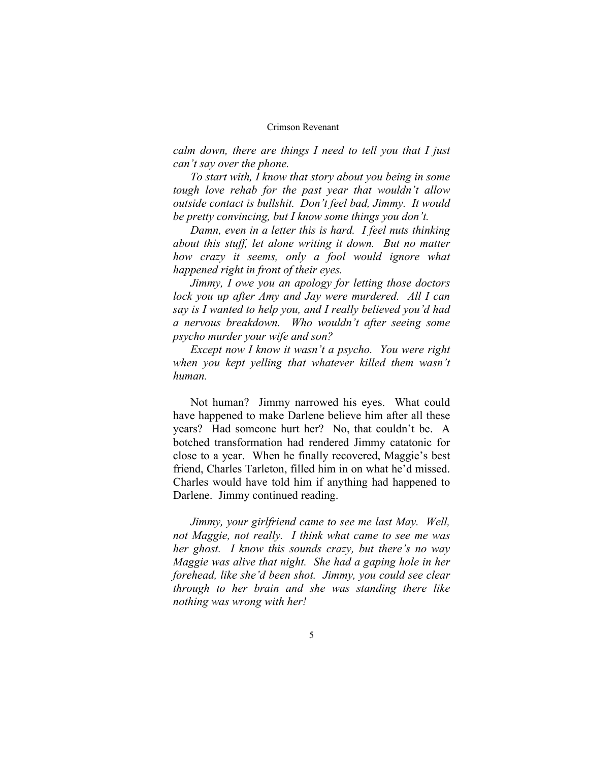*calm down, there are things I need to tell you that I just can't say over the phone.*

*To start with, I know that story about you being in some tough love rehab for the past year that wouldn't allow outside contact is bullshit. Don't feel bad, Jimmy. It would be pretty convincing, but I know some things you don't.*

*Damn, even in a letter this is hard. I feel nuts thinking about this stuff, let alone writing it down. But no matter how crazy it seems, only a fool would ignore what happened right in front of their eyes.*

*Jimmy, I owe you an apology for letting those doctors lock you up after Amy and Jay were murdered. All I can say is I wanted to help you, and I really believed you'd had a nervous breakdown. Who wouldn't after seeing some psycho murder your wife and son?*

*Except now I know it wasn't a psycho. You were right when you kept yelling that whatever killed them wasn't human.*

Not human? Jimmy narrowed his eyes. What could have happened to make Darlene believe him after all these years? Had someone hurt her? No, that couldn't be. A botched transformation had rendered Jimmy catatonic for close to a year. When he finally recovered, Maggie's best friend, Charles Tarleton, filled him in on what he'd missed. Charles would have told him if anything had happened to Darlene. Jimmy continued reading.

*Jimmy, your girlfriend came to see me last May. Well, not Maggie, not really. I think what came to see me was her ghost. I know this sounds crazy, but there's no way Maggie was alive that night. She had a gaping hole in her forehead, like she'd been shot. Jimmy, you could see clear through to her brain and she was standing there like nothing was wrong with her!*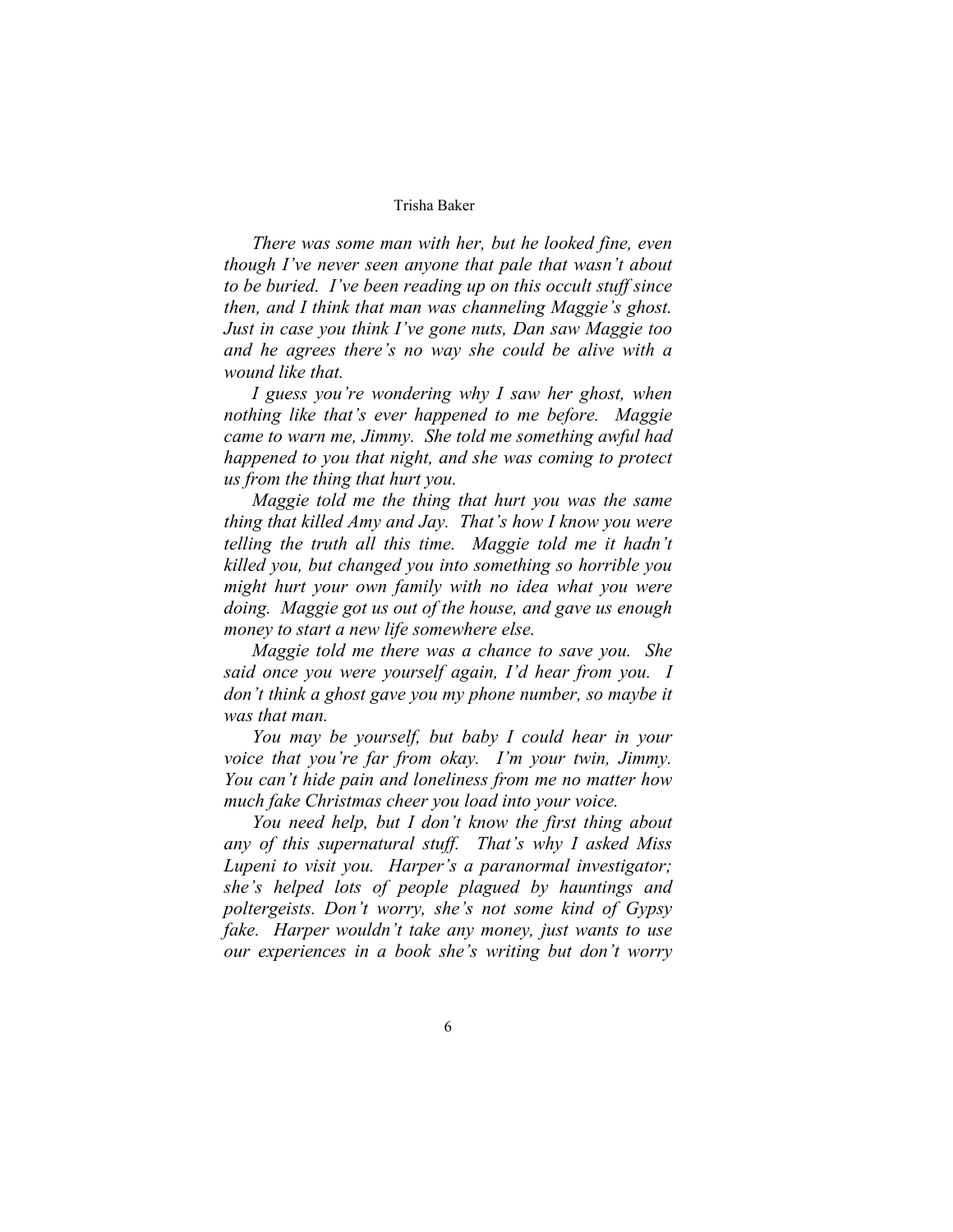*There was some man with her, but he looked fine, even though I've never seen anyone that pale that wasn't about to be buried. I've been reading up on this occult stuff since then, and I think that man was channeling Maggie's ghost. Just in case you think I've gone nuts, Dan saw Maggie too and he agrees there's no way she could be alive with a wound like that.*

*I guess you're wondering why I saw her ghost, when nothing like that's ever happened to me before. Maggie came to warn me, Jimmy. She told me something awful had happened to you that night, and she was coming to protect us from the thing that hurt you.*

*Maggie told me the thing that hurt you was the same thing that killed Amy and Jay. That's how I know you were telling the truth all this time. Maggie told me it hadn't killed you, but changed you into something so horrible you might hurt your own family with no idea what you were doing. Maggie got us out of the house, and gave us enough money to start a new life somewhere else.*

*Maggie told me there was a chance to save you. She said once you were yourself again, I'd hear from you. I don't think a ghost gave you my phone number, so maybe it was that man.*

*You may be yourself, but baby I could hear in your voice that you're far from okay. I'm your twin, Jimmy. You can't hide pain and loneliness from me no matter how much fake Christmas cheer you load into your voice.*

*You need help, but I don't know the first thing about any of this supernatural stuff. That's why I asked Miss Lupeni to visit you. Harper's a paranormal investigator; she's helped lots of people plagued by hauntings and poltergeists. Don't worry, she's not some kind of Gypsy fake. Harper wouldn't take any money, just wants to use our experiences in a book she's writing but don't worry*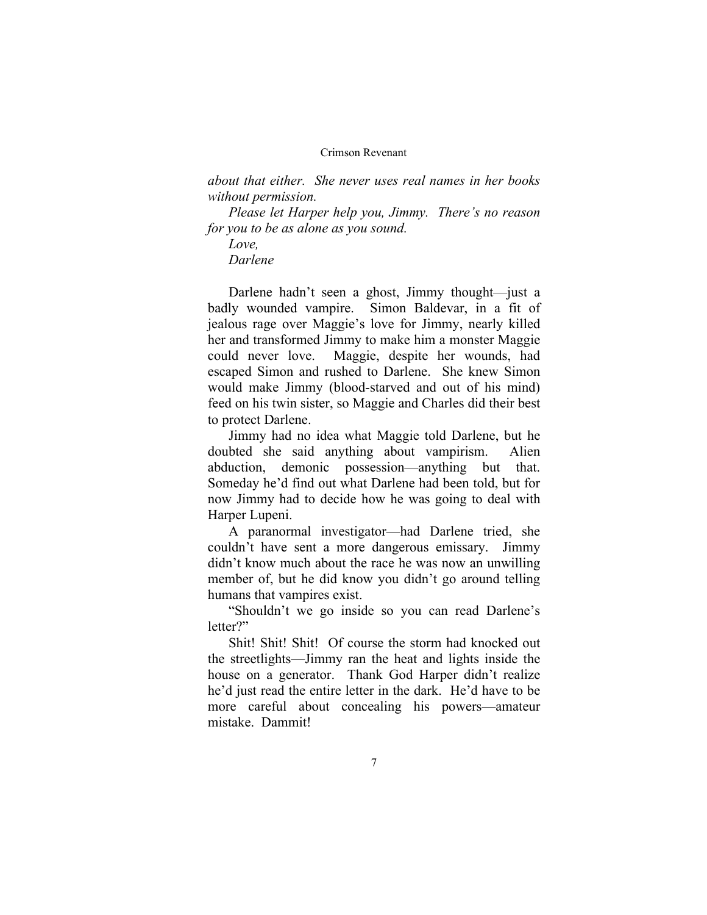*about that either. She never uses real names in her books without permission.*

*Please let Harper help you, Jimmy. There's no reason for you to be as alone as you sound.*

*Love,*

*Darlene*

Darlene hadn't seen a ghost, Jimmy thought—just a badly wounded vampire. Simon Baldevar, in a fit of jealous rage over Maggie's love for Jimmy, nearly killed her and transformed Jimmy to make him a monster Maggie could never love. Maggie, despite her wounds, had escaped Simon and rushed to Darlene. She knew Simon would make Jimmy (blood-starved and out of his mind) feed on his twin sister, so Maggie and Charles did their best to protect Darlene.

Jimmy had no idea what Maggie told Darlene, but he doubted she said anything about vampirism. Alien abduction, demonic possession—anything but that. Someday he'd find out what Darlene had been told, but for now Jimmy had to decide how he was going to deal with Harper Lupeni.

A paranormal investigator—had Darlene tried, she couldn't have sent a more dangerous emissary. Jimmy didn't know much about the race he was now an unwilling member of, but he did know you didn't go around telling humans that vampires exist.

"Shouldn't we go inside so you can read Darlene's letter?"

Shit! Shit! Shit! Of course the storm had knocked out the streetlights—Jimmy ran the heat and lights inside the house on a generator. Thank God Harper didn't realize he'd just read the entire letter in the dark. He'd have to be more careful about concealing his powers—amateur mistake. Dammit!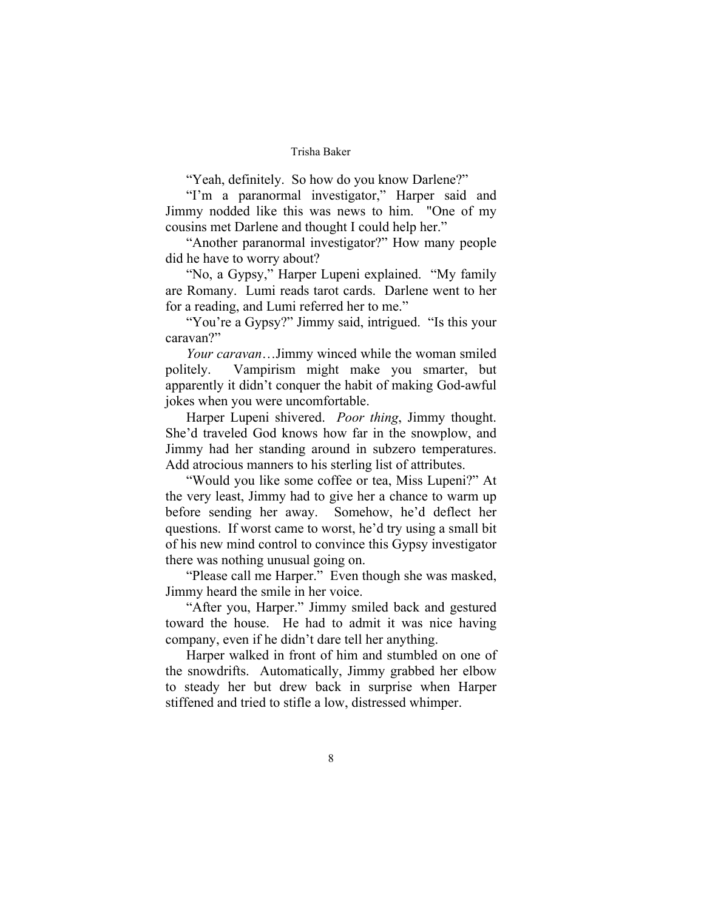"Yeah, definitely. So how do you know Darlene?"

"I'm a paranormal investigator," Harper said and Jimmy nodded like this was news to him. "One of my cousins met Darlene and thought I could help her."

"Another paranormal investigator?" How many people did he have to worry about?

"No, a Gypsy," Harper Lupeni explained. "My family are Romany. Lumi reads tarot cards. Darlene went to her for a reading, and Lumi referred her to me."

"You're a Gypsy?" Jimmy said, intrigued. "Is this your caravan?"

*Your caravan*…Jimmy winced while the woman smiled politely. Vampirism might make you smarter, but apparently it didn't conquer the habit of making God-awful jokes when you were uncomfortable.

Harper Lupeni shivered. *Poor thing*, Jimmy thought. She'd traveled God knows how far in the snowplow, and Jimmy had her standing around in subzero temperatures. Add atrocious manners to his sterling list of attributes.

"Would you like some coffee or tea, Miss Lupeni?" At the very least, Jimmy had to give her a chance to warm up before sending her away. Somehow, he'd deflect her questions. If worst came to worst, he'd try using a small bit of his new mind control to convince this Gypsy investigator there was nothing unusual going on.

"Please call me Harper." Even though she was masked, Jimmy heard the smile in her voice.

"After you, Harper." Jimmy smiled back and gestured toward the house. He had to admit it was nice having company, even if he didn't dare tell her anything.

Harper walked in front of him and stumbled on one of the snowdrifts. Automatically, Jimmy grabbed her elbow to steady her but drew back in surprise when Harper stiffened and tried to stifle a low, distressed whimper.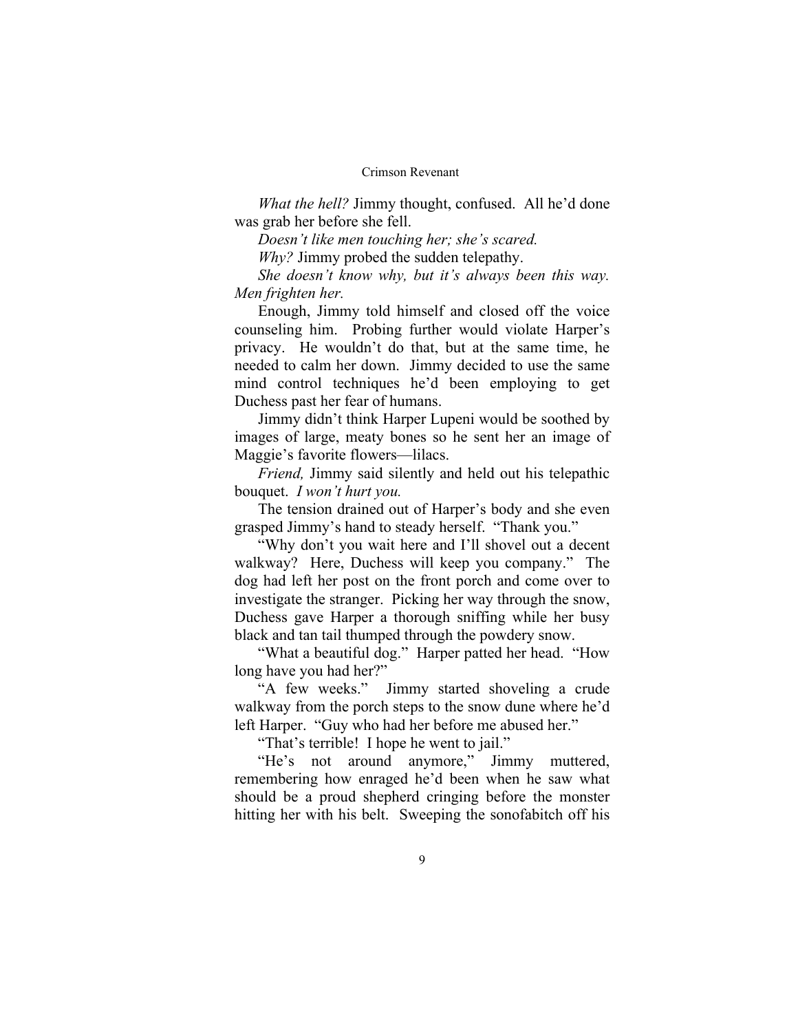*What the hell?* Jimmy thought, confused. All he'd done was grab her before she fell.

*Doesn't like men touching her; she's scared.*

*Why?* Jimmy probed the sudden telepathy.

*She doesn't know why, but it's always been this way. Men frighten her.*

Enough, Jimmy told himself and closed off the voice counseling him. Probing further would violate Harper's privacy. He wouldn't do that, but at the same time, he needed to calm her down. Jimmy decided to use the same mind control techniques he'd been employing to get Duchess past her fear of humans.

Jimmy didn't think Harper Lupeni would be soothed by images of large, meaty bones so he sent her an image of Maggie's favorite flowers—lilacs.

*Friend,* Jimmy said silently and held out his telepathic bouquet. *I won't hurt you.*

The tension drained out of Harper's body and she even grasped Jimmy's hand to steady herself. "Thank you."

"Why don't you wait here and I'll shovel out a decent walkway? Here, Duchess will keep you company." The dog had left her post on the front porch and come over to investigate the stranger. Picking her way through the snow, Duchess gave Harper a thorough sniffing while her busy black and tan tail thumped through the powdery snow.

"What a beautiful dog." Harper patted her head. "How long have you had her?"

"A few weeks." Jimmy started shoveling a crude walkway from the porch steps to the snow dune where he'd left Harper. "Guy who had her before me abused her."

"That's terrible! I hope he went to jail."

"He's not around anymore," Jimmy muttered, remembering how enraged he'd been when he saw what should be a proud shepherd cringing before the monster hitting her with his belt. Sweeping the sonofabitch off his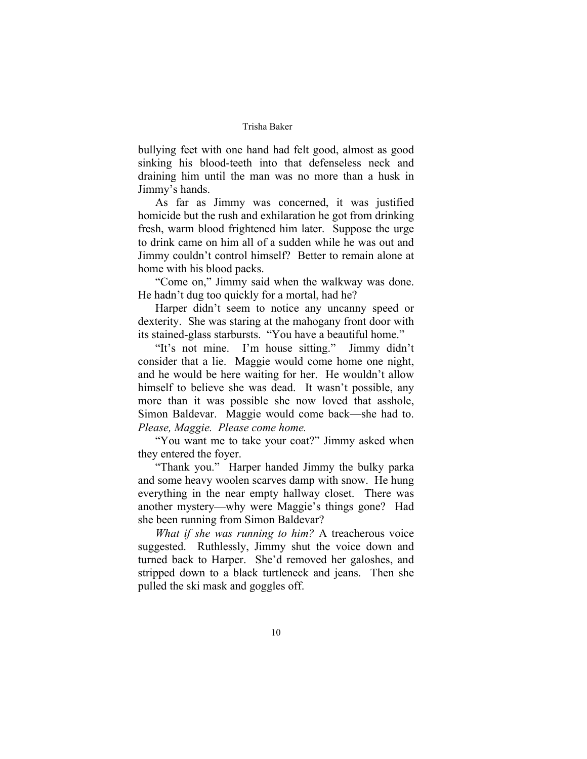bullying feet with one hand had felt good, almost as good sinking his blood-teeth into that defenseless neck and draining him until the man was no more than a husk in Jimmy's hands.

As far as Jimmy was concerned, it was justified homicide but the rush and exhilaration he got from drinking fresh, warm blood frightened him later. Suppose the urge to drink came on him all of a sudden while he was out and Jimmy couldn't control himself? Better to remain alone at home with his blood packs.

"Come on," Jimmy said when the walkway was done. He hadn't dug too quickly for a mortal, had he?

Harper didn't seem to notice any uncanny speed or dexterity. She was staring at the mahogany front door with its stained-glass starbursts. "You have a beautiful home."

"It's not mine. I'm house sitting." Jimmy didn't consider that a lie. Maggie would come home one night, and he would be here waiting for her. He wouldn't allow himself to believe she was dead. It wasn't possible, any more than it was possible she now loved that asshole, Simon Baldevar. Maggie would come back—she had to. *Please, Maggie. Please come home.*

"You want me to take your coat?" Jimmy asked when they entered the foyer.

"Thank you." Harper handed Jimmy the bulky parka and some heavy woolen scarves damp with snow. He hung everything in the near empty hallway closet. There was another mystery—why were Maggie's things gone? Had she been running from Simon Baldevar?

*What if she was running to him?* A treacherous voice suggested. Ruthlessly, Jimmy shut the voice down and turned back to Harper. She'd removed her galoshes, and stripped down to a black turtleneck and jeans. Then she pulled the ski mask and goggles off.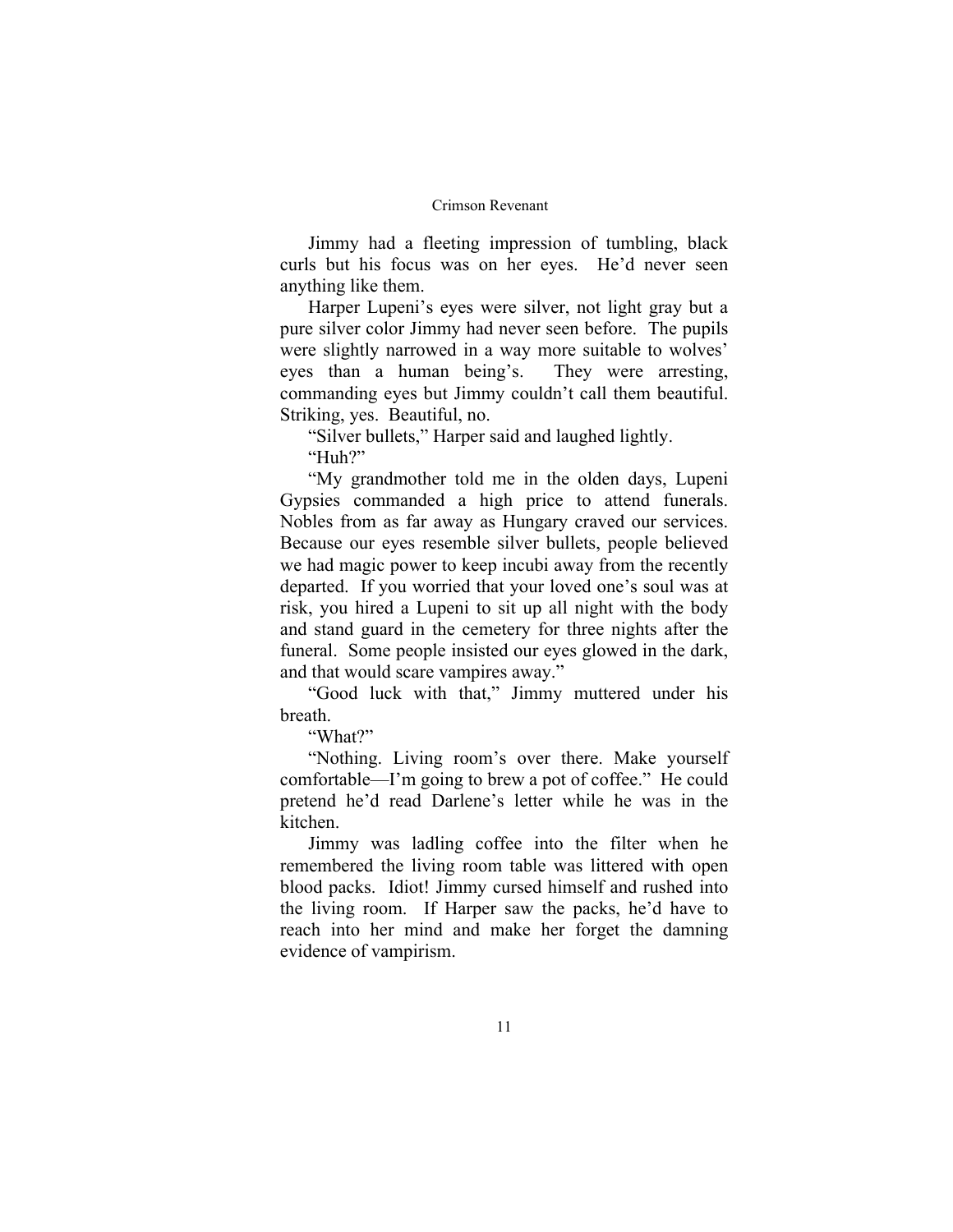Jimmy had a fleeting impression of tumbling, black curls but his focus was on her eyes. He'd never seen anything like them.

Harper Lupeni's eyes were silver, not light gray but a pure silver color Jimmy had never seen before. The pupils were slightly narrowed in a way more suitable to wolves' eyes than a human being's. They were arresting, commanding eyes but Jimmy couldn't call them beautiful. Striking, yes. Beautiful, no.

"Silver bullets," Harper said and laughed lightly.

"Huh?"

"My grandmother told me in the olden days, Lupeni Gypsies commanded a high price to attend funerals. Nobles from as far away as Hungary craved our services. Because our eyes resemble silver bullets, people believed we had magic power to keep incubi away from the recently departed. If you worried that your loved one's soul was at risk, you hired a Lupeni to sit up all night with the body and stand guard in the cemetery for three nights after the funeral. Some people insisted our eyes glowed in the dark, and that would scare vampires away."

"Good luck with that," Jimmy muttered under his breath.

"What?"

"Nothing. Living room's over there. Make yourself comfortable—I'm going to brew a pot of coffee." He could pretend he'd read Darlene's letter while he was in the kitchen.

Jimmy was ladling coffee into the filter when he remembered the living room table was littered with open blood packs. Idiot! Jimmy cursed himself and rushed into the living room. If Harper saw the packs, he'd have to reach into her mind and make her forget the damning evidence of vampirism.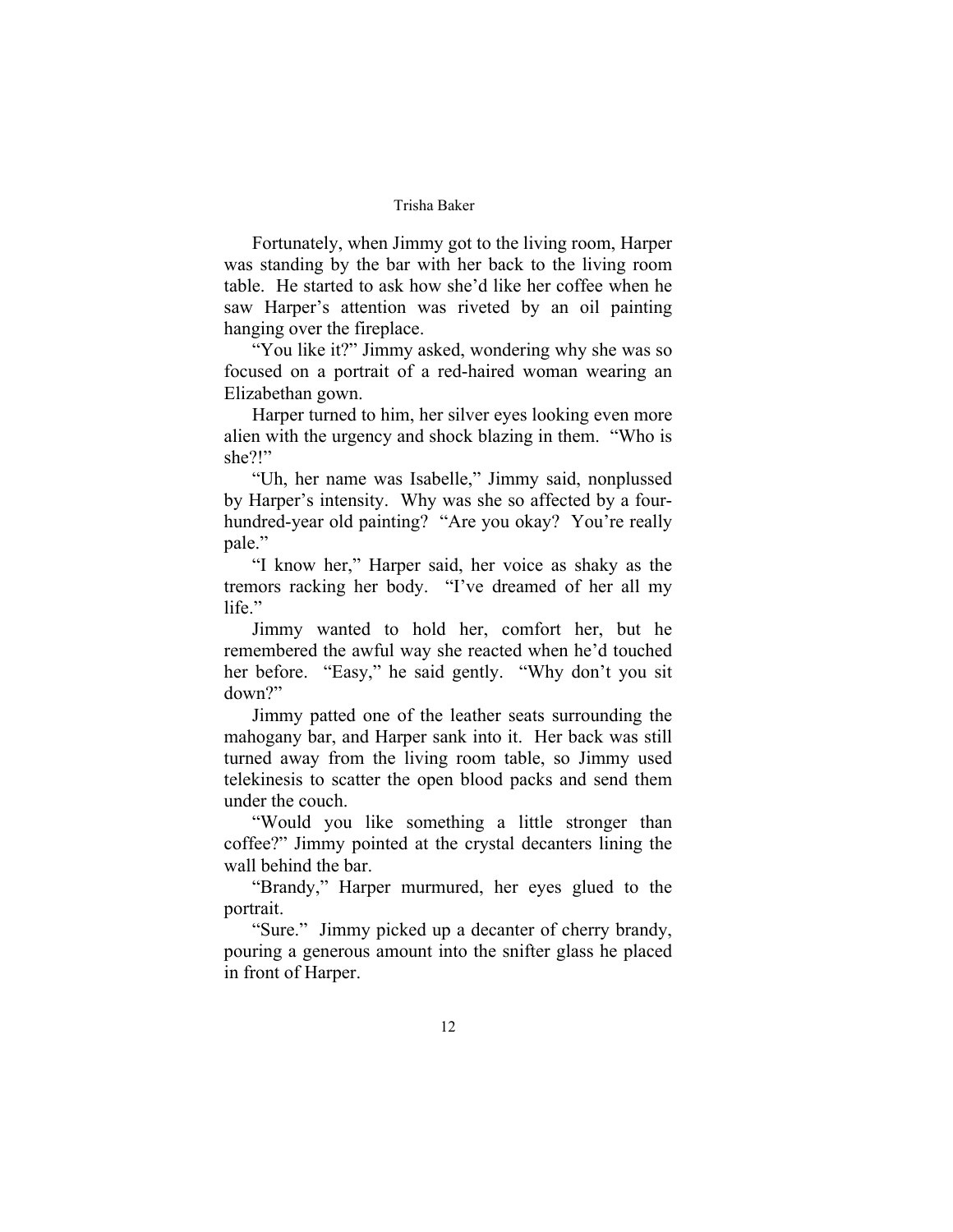Fortunately, when Jimmy got to the living room, Harper was standing by the bar with her back to the living room table. He started to ask how she'd like her coffee when he saw Harper's attention was riveted by an oil painting hanging over the fireplace.

"You like it?" Jimmy asked, wondering why she was so focused on a portrait of a red-haired woman wearing an Elizabethan gown.

Harper turned to him, her silver eyes looking even more alien with the urgency and shock blazing in them. "Who is she?!"

"Uh, her name was Isabelle," Jimmy said, nonplussed by Harper's intensity. Why was she so affected by a four-hundred-year old painting? "Are you okay? You're really pale."

"I know her," Harper said, her voice as shaky as the tremors racking her body. "I've dreamed of her all my life."

Jimmy wanted to hold her, comfort her, but he remembered the awful way she reacted when he'd touched her before. "Easy," he said gently. "Why don't you sit down?"

Jimmy patted one of the leather seats surrounding the mahogany bar, and Harper sank into it. Her back was still turned away from the living room table, so Jimmy used telekinesis to scatter the open blood packs and send them under the couch.

"Would you like something a little stronger than coffee?" Jimmy pointed at the crystal decanters lining the wall behind the bar.

"Brandy," Harper murmured, her eyes glued to the portrait.

"Sure." Jimmy picked up a decanter of cherry brandy, pouring a generous amount into the snifter glass he placed in front of Harper.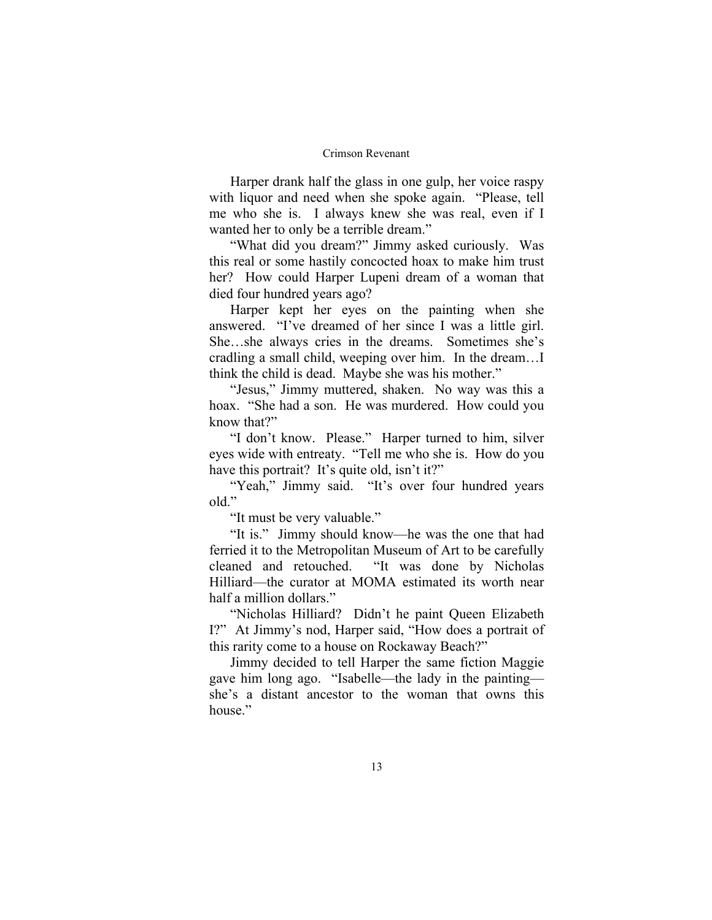Harper drank half the glass in one gulp, her voice raspy with liquor and need when she spoke again. "Please, tell me who she is. I always knew she was real, even if I wanted her to only be a terrible dream."

"What did you dream?" Jimmy asked curiously. Was this real or some hastily concocted hoax to make him trust her? How could Harper Lupeni dream of a woman that died four hundred years ago?

Harper kept her eyes on the painting when she answered. "I've dreamed of her since I was a little girl. She…she always cries in the dreams. Sometimes she's cradling a small child, weeping over him. In the dream…I think the child is dead. Maybe she was his mother."

"Jesus," Jimmy muttered, shaken. No way was this a hoax. "She had a son. He was murdered. How could you know that?"

"I don't know. Please." Harper turned to him, silver eyes wide with entreaty. "Tell me who she is. How do you have this portrait? It's quite old, isn't it?"

"Yeah," Jimmy said. "It's over four hundred years old."

"It must be very valuable."

"It is." Jimmy should know—he was the one that had ferried it to the Metropolitan Museum of Art to be carefully cleaned and retouched. "It was done by Nicholas Hilliard—the curator at MOMA estimated its worth near half a million dollars."

"Nicholas Hilliard? Didn't he paint Queen Elizabeth I?" At Jimmy's nod, Harper said, "How does a portrait of this rarity come to a house on Rockaway Beach?"

Jimmy decided to tell Harper the same fiction Maggie gave him long ago. "Isabelle—the lady in the painting—she's a distant ancestor to the woman that owns this house."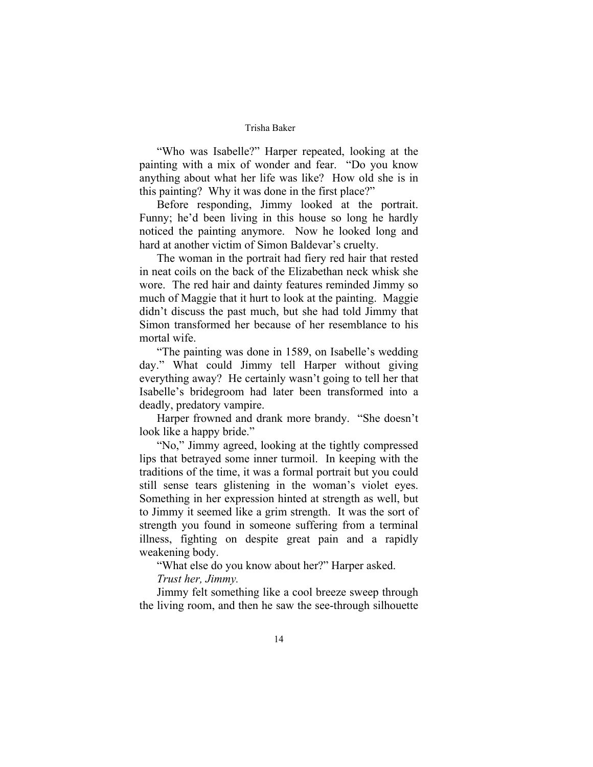"Who was Isabelle?" Harper repeated, looking at the painting with a mix of wonder and fear. "Do you know anything about what her life was like? How old she is in this painting? Why it was done in the first place?"

Before responding, Jimmy looked at the portrait. Funny; he'd been living in this house so long he hardly noticed the painting anymore. Now he looked long and hard at another victim of Simon Baldevar's cruelty.

The woman in the portrait had fiery red hair that rested in neat coils on the back of the Elizabethan neck whisk she wore. The red hair and dainty features reminded Jimmy so much of Maggie that it hurt to look at the painting. Maggie didn't discuss the past much, but she had told Jimmy that Simon transformed her because of her resemblance to his mortal wife.

"The painting was done in 1589, on Isabelle's wedding day." What could Jimmy tell Harper without giving everything away? He certainly wasn't going to tell her that Isabelle's bridegroom had later been transformed into a deadly, predatory vampire.

Harper frowned and drank more brandy. "She doesn't look like a happy bride."

"No," Jimmy agreed, looking at the tightly compressed lips that betrayed some inner turmoil. In keeping with the traditions of the time, it was a formal portrait but you could still sense tears glistening in the woman's violet eyes. Something in her expression hinted at strength as well, but to Jimmy it seemed like a grim strength. It was the sort of strength you found in someone suffering from a terminal illness, fighting on despite great pain and a rapidly weakening body.

"What else do you know about her?" Harper asked.

*Trust her, Jimmy.*

Jimmy felt something like a cool breeze sweep through the living room, and then he saw the see-through silhouette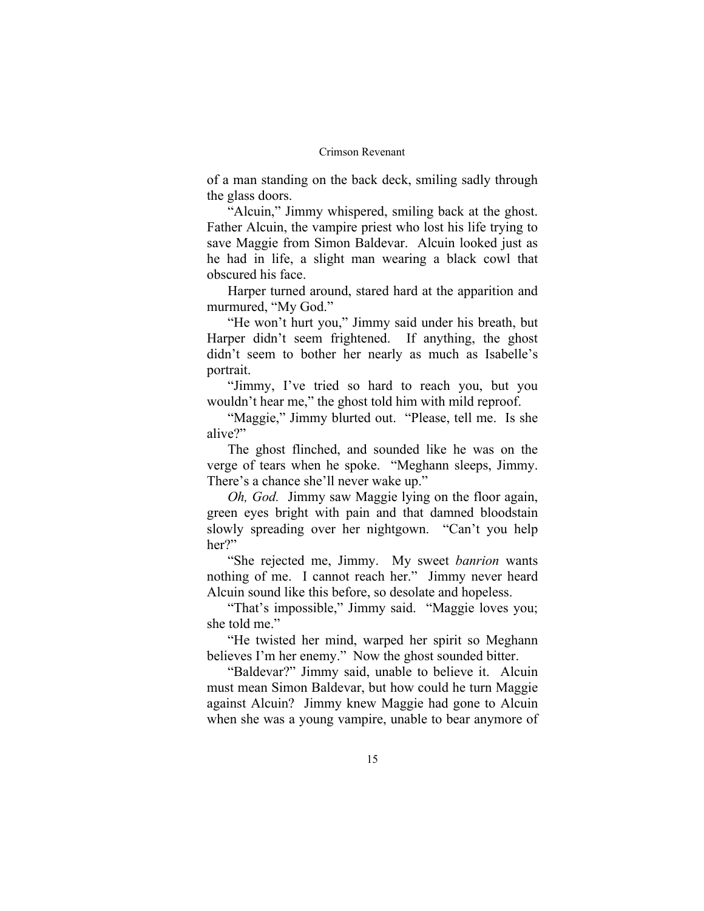of a man standing on the back deck, smiling sadly through the glass doors.

"Alcuin," Jimmy whispered, smiling back at the ghost. Father Alcuin, the vampire priest who lost his life trying to save Maggie from Simon Baldevar. Alcuin looked just as he had in life, a slight man wearing a black cowl that obscured his face.

Harper turned around, stared hard at the apparition and murmured, "My God."

"He won't hurt you," Jimmy said under his breath, but Harper didn't seem frightened. If anything, the ghost didn't seem to bother her nearly as much as Isabelle's portrait.

"Jimmy, I've tried so hard to reach you, but you wouldn't hear me," the ghost told him with mild reproof.

"Maggie," Jimmy blurted out. "Please, tell me. Is she alive?"

The ghost flinched, and sounded like he was on the verge of tears when he spoke. "Meghann sleeps, Jimmy. There's a chance she'll never wake up."

*Oh, God.* Jimmy saw Maggie lying on the floor again, green eyes bright with pain and that damned bloodstain slowly spreading over her nightgown. "Can't you help her?"

"She rejected me, Jimmy. My sweet *banrion* wants nothing of me. I cannot reach her." Jimmy never heard Alcuin sound like this before, so desolate and hopeless.

"That's impossible," Jimmy said. "Maggie loves you; she told me."

"He twisted her mind, warped her spirit so Meghann believes I'm her enemy." Now the ghost sounded bitter.

"Baldevar?" Jimmy said, unable to believe it. Alcuin must mean Simon Baldevar, but how could he turn Maggie against Alcuin? Jimmy knew Maggie had gone to Alcuin when she was a young vampire, unable to bear anymore of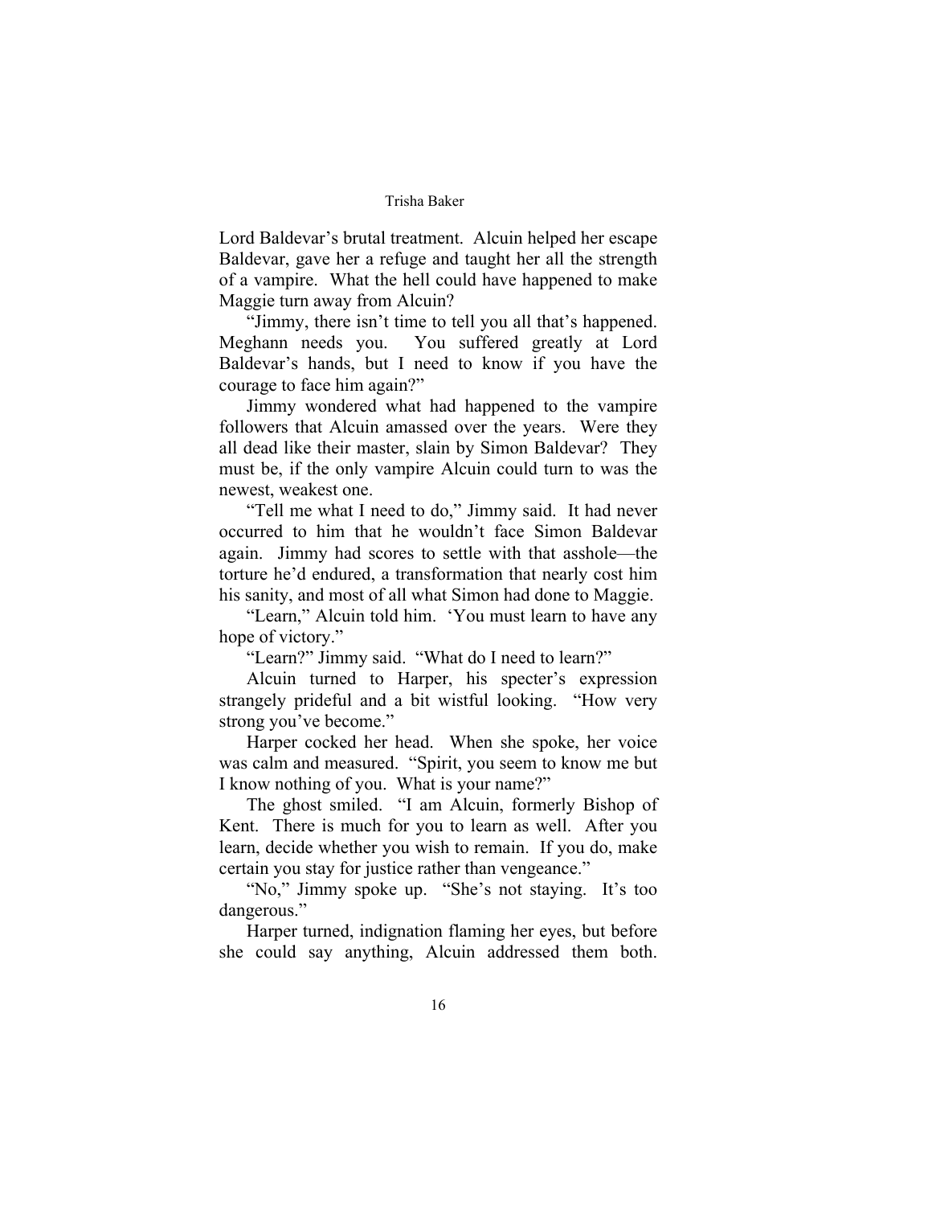Lord Baldevar's brutal treatment. Alcuin helped her escape Baldevar, gave her a refuge and taught her all the strength of a vampire. What the hell could have happened to make Maggie turn away from Alcuin?

"Jimmy, there isn't time to tell you all that's happened. Meghann needs you. You suffered greatly at Lord Baldevar's hands, but I need to know if you have the courage to face him again?"

Jimmy wondered what had happened to the vampire followers that Alcuin amassed over the years. Were they all dead like their master, slain by Simon Baldevar? They must be, if the only vampire Alcuin could turn to was the newest, weakest one.

"Tell me what I need to do," Jimmy said. It had never occurred to him that he wouldn't face Simon Baldevar again. Jimmy had scores to settle with that asshole—the torture he'd endured, a transformation that nearly cost him his sanity, and most of all what Simon had done to Maggie.

"Learn," Alcuin told him. 'You must learn to have any hope of victory."

"Learn?" Jimmy said. "What do I need to learn?"

Alcuin turned to Harper, his specter's expression strangely prideful and a bit wistful looking. "How very strong you've become."

Harper cocked her head. When she spoke, her voice was calm and measured. "Spirit, you seem to know me but I know nothing of you. What is your name?"

The ghost smiled. "I am Alcuin, formerly Bishop of Kent. There is much for you to learn as well. After you learn, decide whether you wish to remain. If you do, make certain you stay for justice rather than vengeance."

"No," Jimmy spoke up. "She's not staying. It's too dangerous."

Harper turned, indignation flaming her eyes, but before she could say anything, Alcuin addressed them both.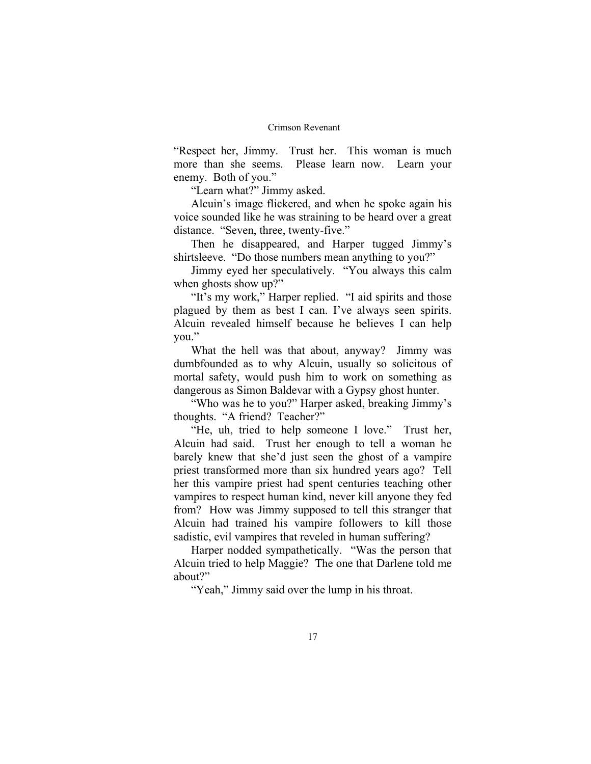"Respect her, Jimmy. Trust her. This woman is much more than she seems. Please learn now. Learn your enemy. Both of you."

"Learn what?" Jimmy asked.

Alcuin's image flickered, and when he spoke again his voice sounded like he was straining to be heard over a great distance. "Seven, three, twenty-five."

Then he disappeared, and Harper tugged Jimmy's shirtsleeve. "Do those numbers mean anything to you?"

Jimmy eyed her speculatively. "You always this calm when ghosts show up?"

"It's my work," Harper replied. "I aid spirits and those plagued by them as best I can. I've always seen spirits. Alcuin revealed himself because he believes I can help you."

What the hell was that about, anyway? Jimmy was dumbfounded as to why Alcuin, usually so solicitous of mortal safety, would push him to work on something as dangerous as Simon Baldevar with a Gypsy ghost hunter.

"Who was he to you?" Harper asked, breaking Jimmy's thoughts. "A friend? Teacher?"

"He, uh, tried to help someone I love." Trust her, Alcuin had said. Trust her enough to tell a woman he barely knew that she'd just seen the ghost of a vampire priest transformed more than six hundred years ago? Tell her this vampire priest had spent centuries teaching other vampires to respect human kind, never kill anyone they fed from? How was Jimmy supposed to tell this stranger that Alcuin had trained his vampire followers to kill those sadistic, evil vampires that reveled in human suffering?

Harper nodded sympathetically. "Was the person that Alcuin tried to help Maggie? The one that Darlene told me about?"

"Yeah," Jimmy said over the lump in his throat.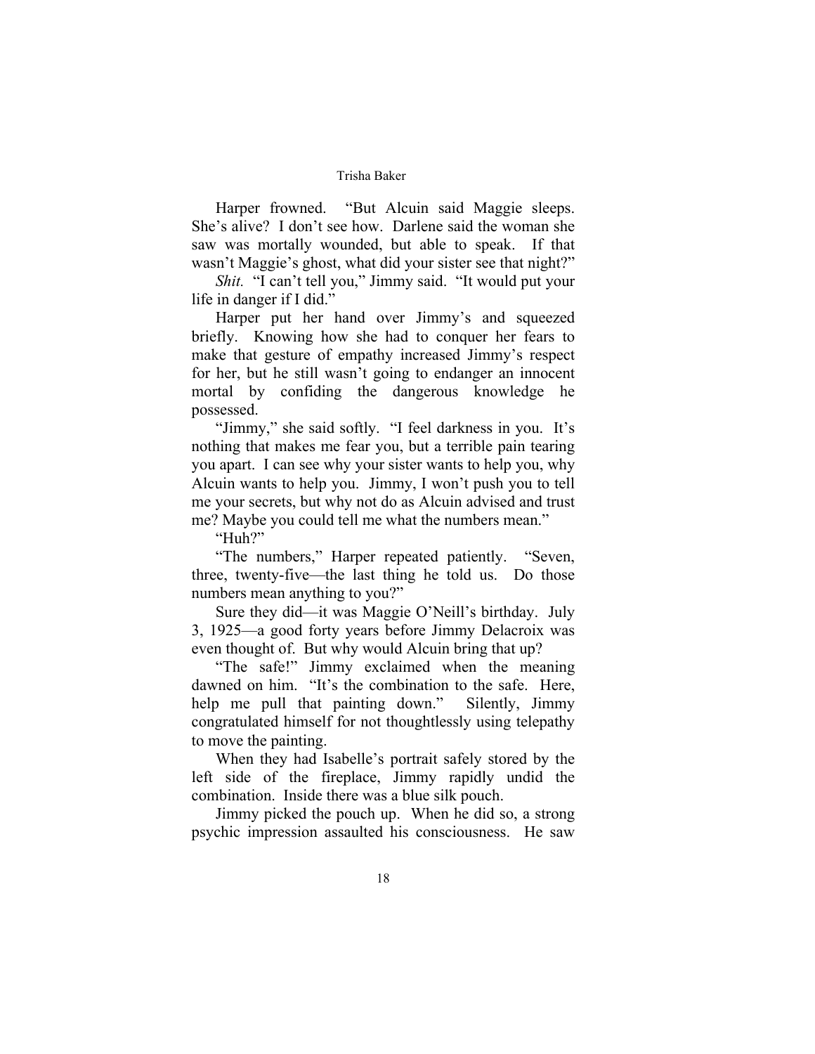Harper frowned. "But Alcuin said Maggie sleeps. She's alive? I don't see how. Darlene said the woman she saw was mortally wounded, but able to speak. If that wasn't Maggie's ghost, what did your sister see that night?"

*Shit.* "I can't tell you," Jimmy said. "It would put your life in danger if I did."

Harper put her hand over Jimmy's and squeezed briefly. Knowing how she had to conquer her fears to make that gesture of empathy increased Jimmy's respect for her, but he still wasn't going to endanger an innocent mortal by confiding the dangerous knowledge he possessed.

"Jimmy," she said softly. "I feel darkness in you. It's nothing that makes me fear you, but a terrible pain tearing you apart. I can see why your sister wants to help you, why Alcuin wants to help you. Jimmy, I won't push you to tell me your secrets, but why not do as Alcuin advised and trust me? Maybe you could tell me what the numbers mean."

"Huh?"

"The numbers," Harper repeated patiently. "Seven, three, twenty-five—the last thing he told us. Do those numbers mean anything to you?"

Sure they did—it was Maggie O'Neill's birthday. July 3, 1925—a good forty years before Jimmy Delacroix was even thought of. But why would Alcuin bring that up?

"The safe!" Jimmy exclaimed when the meaning dawned on him. "It's the combination to the safe. Here, help me pull that painting down." Silently, Jimmy congratulated himself for not thoughtlessly using telepathy to move the painting.

When they had Isabelle's portrait safely stored by the left side of the fireplace, Jimmy rapidly undid the combination. Inside there was a blue silk pouch.

Jimmy picked the pouch up. When he did so, a strong psychic impression assaulted his consciousness. He saw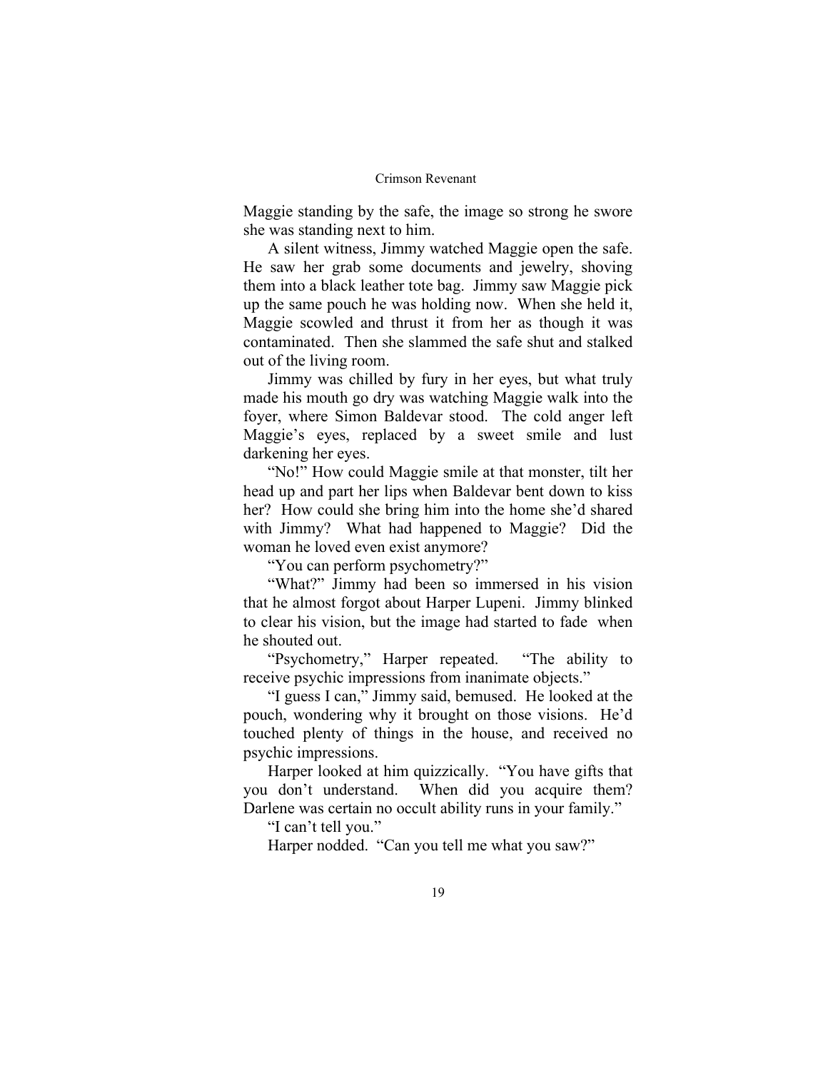Maggie standing by the safe, the image so strong he swore she was standing next to him.

A silent witness, Jimmy watched Maggie open the safe. He saw her grab some documents and jewelry, shoving them into a black leather tote bag. Jimmy saw Maggie pick up the same pouch he was holding now. When she held it, Maggie scowled and thrust it from her as though it was contaminated. Then she slammed the safe shut and stalked out of the living room.

Jimmy was chilled by fury in her eyes, but what truly made his mouth go dry was watching Maggie walk into the foyer, where Simon Baldevar stood. The cold anger left Maggie's eyes, replaced by a sweet smile and lust darkening her eyes.

"No!" How could Maggie smile at that monster, tilt her head up and part her lips when Baldevar bent down to kiss her? How could she bring him into the home she'd shared with Jimmy? What had happened to Maggie? Did the woman he loved even exist anymore?

"You can perform psychometry?"

"What?" Jimmy had been so immersed in his vision that he almost forgot about Harper Lupeni. Jimmy blinked to clear his vision, but the image had started to fade when he shouted out.

"Psychometry," Harper repeated. "The ability to receive psychic impressions from inanimate objects."

"I guess I can," Jimmy said, bemused. He looked at the pouch, wondering why it brought on those visions. He'd touched plenty of things in the house, and received no psychic impressions.

Harper looked at him quizzically. "You have gifts that you don't understand. When did you acquire them? Darlene was certain no occult ability runs in your family."

"I can't tell you."

Harper nodded. "Can you tell me what you saw?"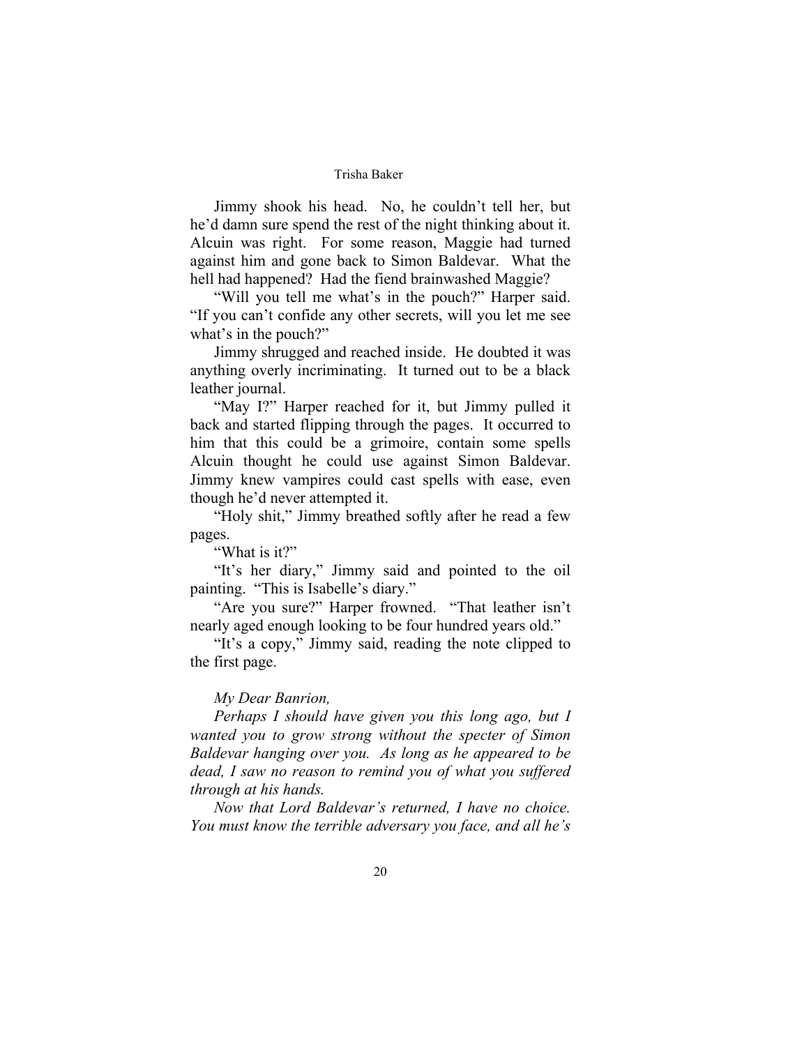Jimmy shook his head. No, he couldn't tell her, but he'd damn sure spend the rest of the night thinking about it. Alcuin was right. For some reason, Maggie had turned against him and gone back to Simon Baldevar. What the hell had happened? Had the fiend brainwashed Maggie?

"Will you tell me what's in the pouch?" Harper said. "If you can't confide any other secrets, will you let me see what's in the pouch?"

Jimmy shrugged and reached inside. He doubted it was anything overly incriminating. It turned out to be a black leather journal.

"May I?" Harper reached for it, but Jimmy pulled it back and started flipping through the pages. It occurred to him that this could be a grimoire, contain some spells Alcuin thought he could use against Simon Baldevar. Jimmy knew vampires could cast spells with ease, even though he'd never attempted it.

"Holy shit," Jimmy breathed softly after he read a few pages.

"What is it?"

"It's her diary," Jimmy said and pointed to the oil painting. "This is Isabelle's diary."

"Are you sure?" Harper frowned. "That leather isn't nearly aged enough looking to be four hundred years old."

"It's a copy," Jimmy said, reading the note clipped to the first page.

*My Dear Banrion,*

*Perhaps I should have given you this long ago, but I wanted you to grow strong without the specter of Simon Baldevar hanging over you. As long as he appeared to be dead, I saw no reason to remind you of what you suffered through at his hands.*

*Now that Lord Baldevar's returned, I have no choice. You must know the terrible adversary you face, and all he's*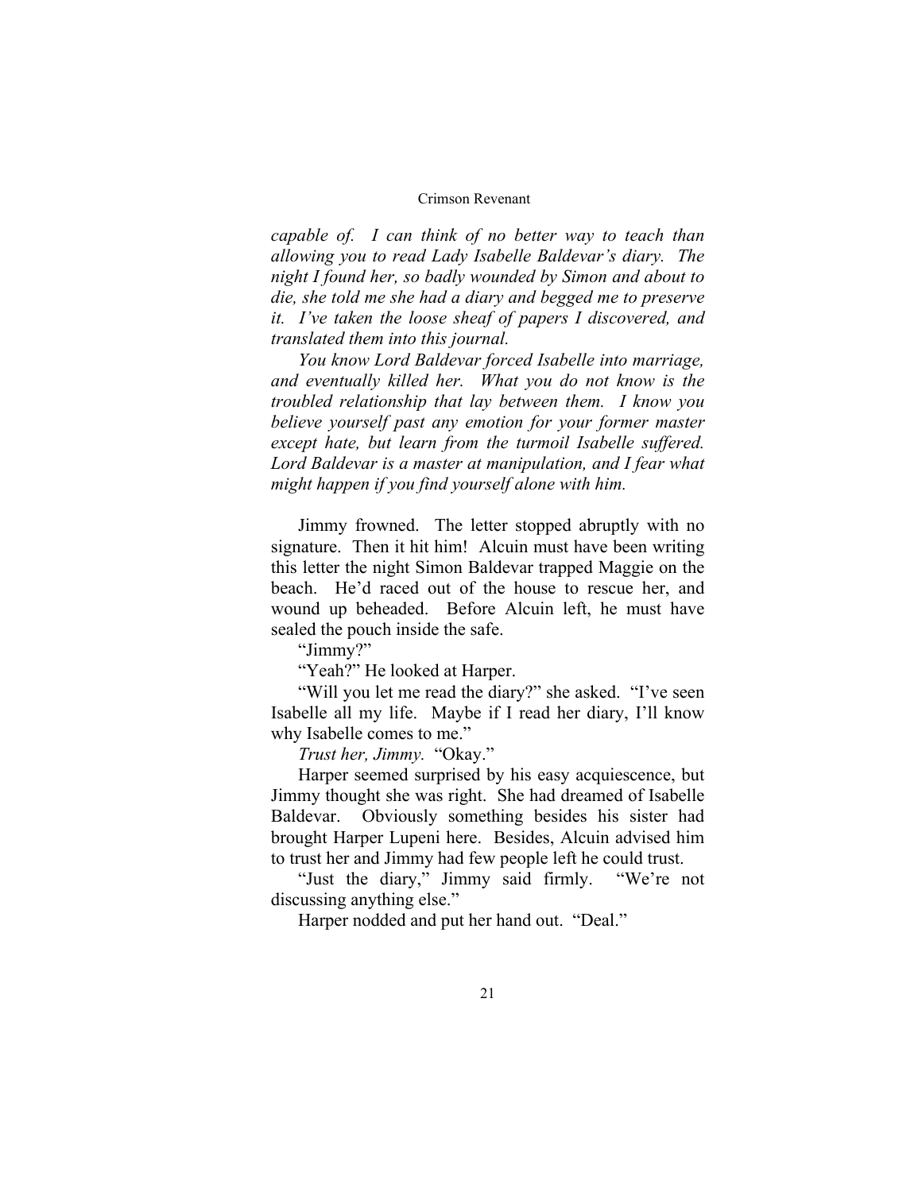*capable of. I can think of no better way to teach than allowing you to read Lady Isabelle Baldevar's diary. The night I found her, so badly wounded by Simon and about to die, she told me she had a diary and begged me to preserve it. I've taken the loose sheaf of papers I discovered, and translated them into this journal.*

*You know Lord Baldevar forced Isabelle into marriage, and eventually killed her. What you do not know is the troubled relationship that lay between them. I know you believe yourself past any emotion for your former master except hate, but learn from the turmoil Isabelle suffered. Lord Baldevar is a master at manipulation, and I fear what might happen if you find yourself alone with him.*

Jimmy frowned. The letter stopped abruptly with no signature. Then it hit him! Alcuin must have been writing this letter the night Simon Baldevar trapped Maggie on the beach. He'd raced out of the house to rescue her, and wound up beheaded. Before Alcuin left, he must have sealed the pouch inside the safe.

"Jimmy?"

"Yeah?" He looked at Harper.

"Will you let me read the diary?" she asked. "I've seen Isabelle all my life. Maybe if I read her diary, I'll know why Isabelle comes to me."

*Trust her, Jimmy.* "Okay."

Harper seemed surprised by his easy acquiescence, but Jimmy thought she was right. She had dreamed of Isabelle Baldevar. Obviously something besides his sister had brought Harper Lupeni here. Besides, Alcuin advised him to trust her and Jimmy had few people left he could trust.

"Just the diary," Jimmy said firmly. "We're not discussing anything else."

Harper nodded and put her hand out. "Deal."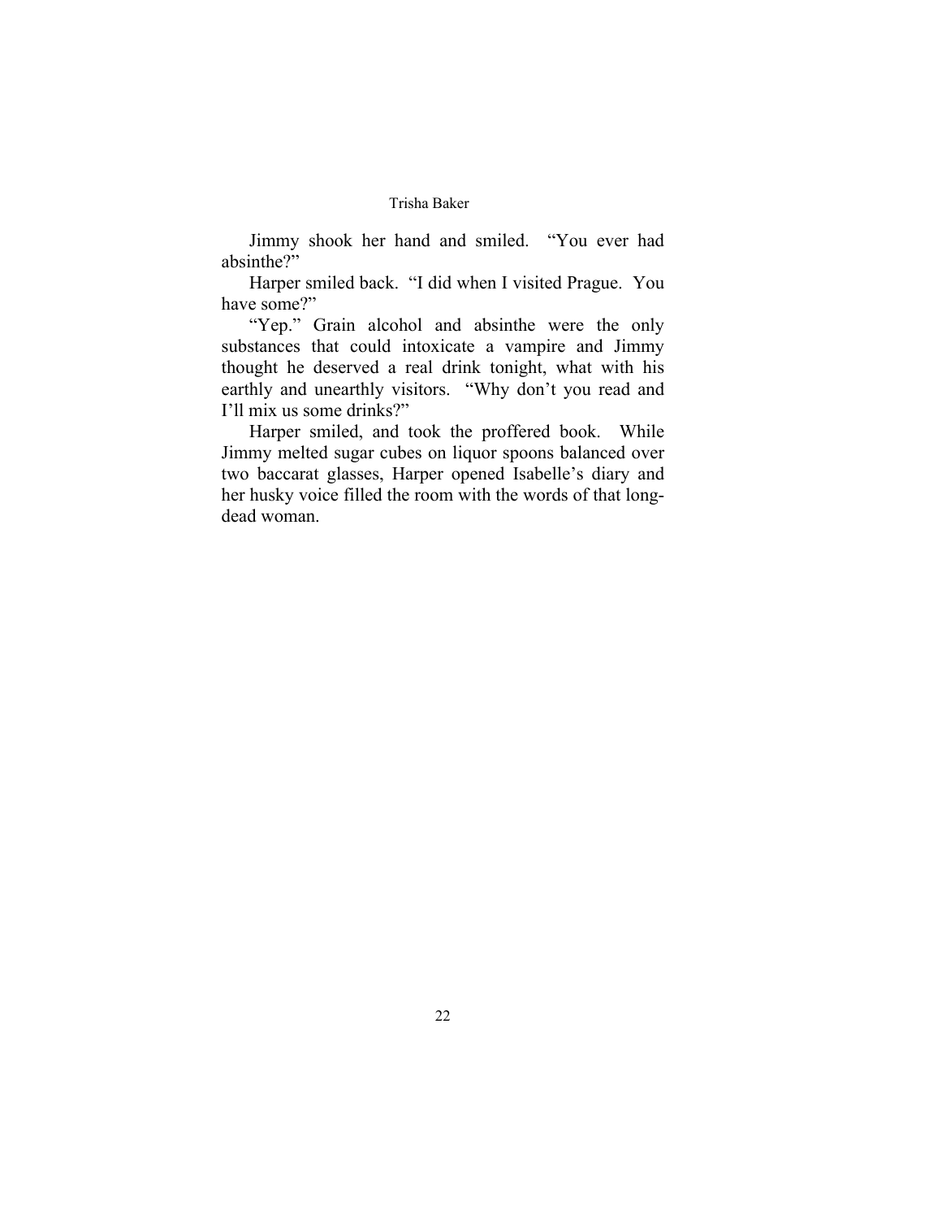Jimmy shook her hand and smiled. "You ever had absinthe?"

Harper smiled back. "I did when I visited Prague. You have some?"

"Yep." Grain alcohol and absinthe were the only substances that could intoxicate a vampire and Jimmy thought he deserved a real drink tonight, what with his earthly and unearthly visitors. "Why don't you read and I'll mix us some drinks?"

Harper smiled, and took the proffered book. While Jimmy melted sugar cubes on liquor spoons balanced over two baccarat glasses, Harper opened Isabelle's diary and her husky voice filled the room with the words of that long-dead woman.